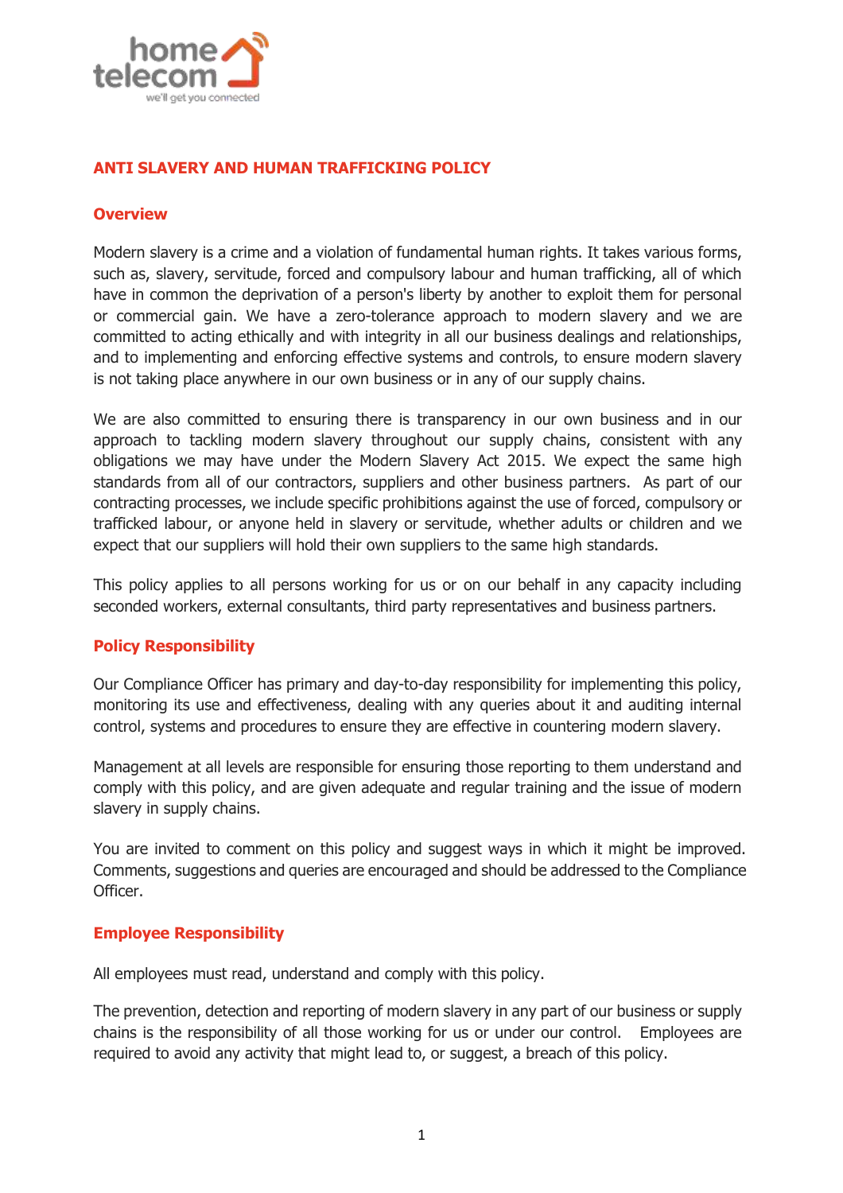# ANTI SLAVERY AND HUMAN TRAFFICKING POLICY

## Overview

Modern slavery is a crime and a violation of fundamental human rights. It takes various forms, such as, slavery, servitude, forced and compulsory labour and human trafficking, all of which have in common the deprivation of a person's liberty by another to exploit them for personal or commercial gain. We have a zero-tolerance approach to modern slavery and we are committed to acting ethically and with integrity in all our business dealings and relationships, and to implementing and enforcing effective systems and controls, to ensure modern slavery is not taking place anywhere in our own business or in any of our supply chains.

We are also committed to ensuring there is transparency in our own business and in our approach to tackling modern slavery throughout our supply chains, consistent with any obligations we may have under the Modern Slavery Act 2015. We expect the same high standards from all of our contractors, suppliers and other business partners. As part of our contracting processes, we include specific prohibitions against the use of forced, compulsory or trafficked labour, or anyone held in slavery or servitude, whether adults or children and we expect that our suppliers will hold their own suppliers to the same high standards.

This policy applies to all persons working for us or on our behalf in any capacity including seconded workers, external consultants, third party representatives and business partners.

## Policy Responsibility

Our Compliance Officer has primary and day-to-day responsibility for implementing this policy, monitoring its use and effectiveness, dealing with any queries about it and auditing internal control, systems and procedures to ensure they are effective in countering modern slavery.

Management at all levels are responsible for ensuring those reporting to them understand and comply with this policy, and are given adequate and regular training and the issue of modern slavery in supply chains.

You are invited to comment on this policy and suggest ways in which it might be improved. Comments, suggestions and queries are encouraged and should be addressed to the Compliance Officer.

## Employee Responsibility

All employees must read, understand and comply with this policy.

The prevention, detection and reporting of modern slavery in any part of our business or supply chains is the responsibility of all those working for us or under our control. Employees are required to avoid any activity that might lead to, or suggest, a breach of this policy.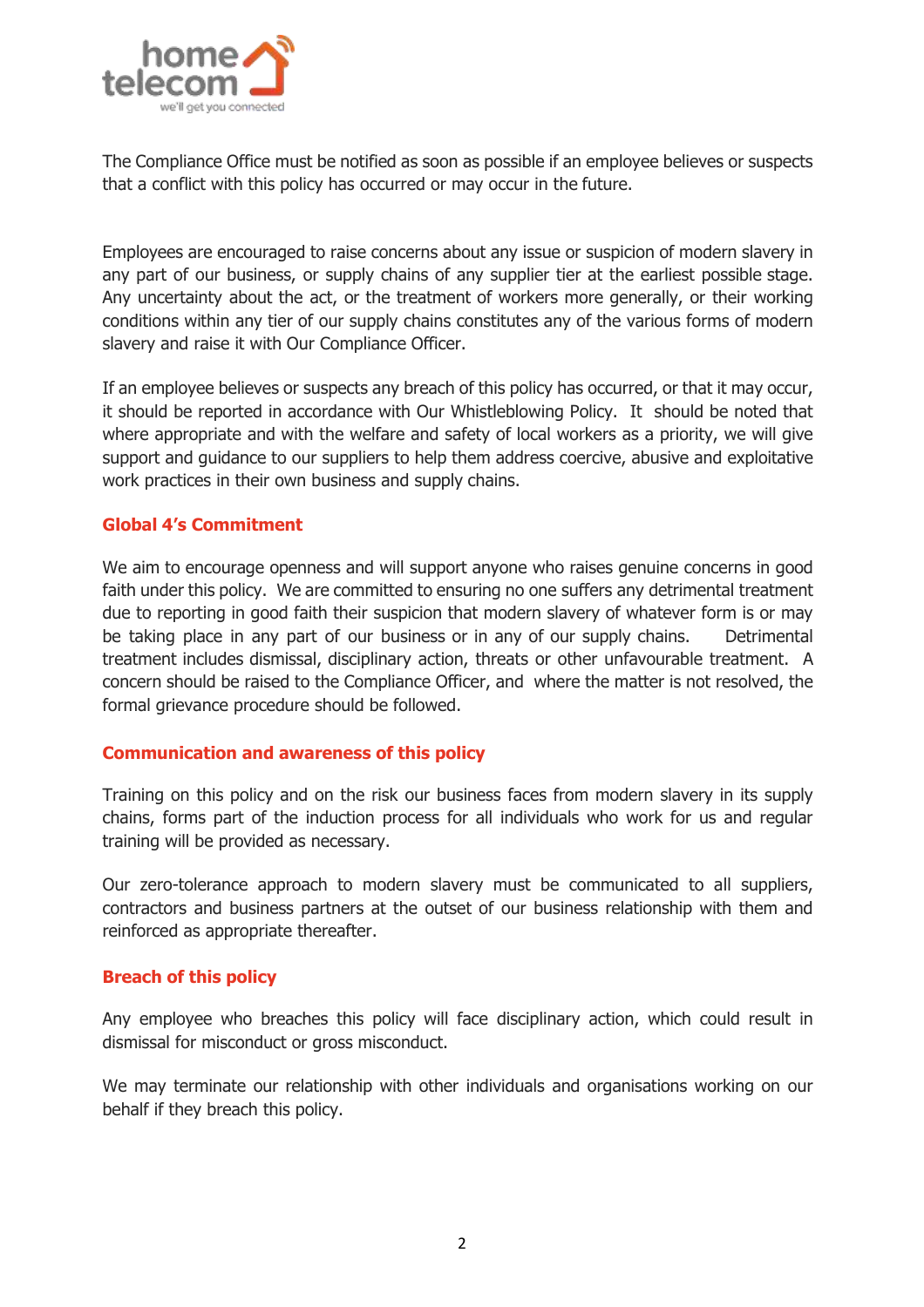The Compliance Office must be notified as soon as possible if an employee believes or suspects that a conflict with this policy has occurred or may occur in the future.

Employees are encouraged to raise concerns about any issue or suspicion of modern slavery in any part of our business, or supply chains of any supplier tier at the earliest possible stage. Any uncertainty about the act, or the treatment of workers more generally, or their working conditions within any tier of our supply chains constitutes any of the various forms of modern slavery and raise it with Our Compliance Officer.

If an employee believes or suspects any breach of this policy has occurred, or that it may occur, it should be reported in accordance with Our Whistleblowing Policy. It should be noted that where appropriate and with the welfare and safety of local workers as a priority, we will give support and guidance to our suppliers to help them address coercive, abusive and exploitative work practices in their own business and supply chains.

## Global 4's Commitment

We aim to encourage openness and will support anyone who raises genuine concerns in good faith under this policy. We are committed to ensuring no one suffers any detrimental treatment due to reporting in good faith their suspicion that modern slavery of whatever form is or may be taking place in any part of our business or in any of our supply chains. Detrimental treatment includes dismissal, disciplinary action, threats or other unfavourable treatment. A concern should be raised to the Compliance Officer, and where the matter is not resolved, the formal grievance procedure should be followed.

## Communication and awareness of this policy

Training on this policy and on the risk our business faces from modern slavery in its supply chains, forms part of the induction process for all individuals who work for us and regular training will be provided as necessary.

Our zero-tolerance approach to modern slavery must be communicated to all suppliers, contractors and business partners at the outset of our business relationship with them and reinforced as appropriate thereafter.

## Breach of this policy

Any employee who breaches this policy will face disciplinary action, which could result in dismissal for misconduct or gross misconduct.

We may terminate our relationship with other individuals and organisations working on our behalf if they breach this policy.